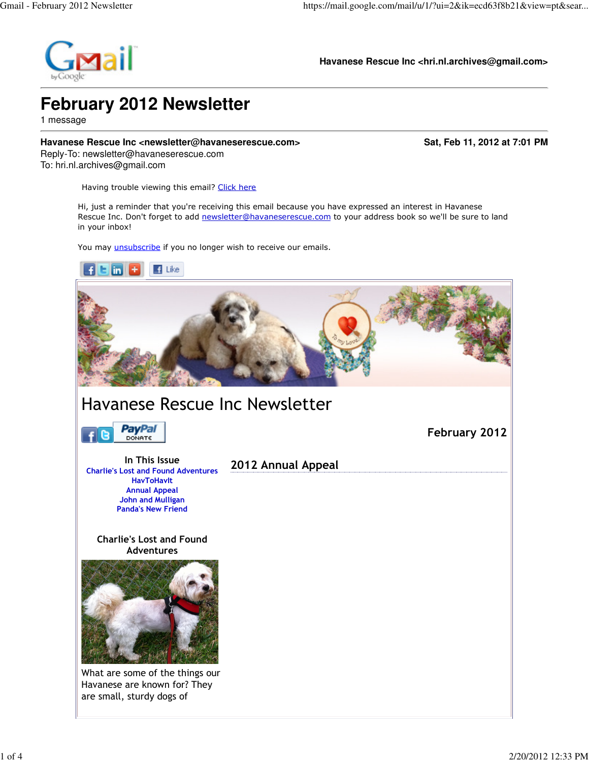Havanese Rescue Inc <hri.nl.archives@gmail.com>

# February 2012 Newsletter

1 message

**Havanese Rescue Inc <newsletter@havaneserescue.com>** **Sat, Feb 11, 2012 at 7:01 PM**
Reply-To: newsletter@havaneserescue.com
To: hri.nl.archives@gmail.com

Having trouble viewing this email? Click here

Hi, just a reminder that you're receiving this email because you have expressed an interest in Havanese Rescue Inc. Don't forget to add newsletter@havaneserescue.com to your address book so we'll be sure to land in your inbox!

You may unsubscribe if you no longer wish to receive our emails.

Like

# Havanese Rescue Inc Newsletter

**February 2012**

### In This Issue

Charlie's Lost and Found Adventures
HavToHavIt
Annual Appeal
John and Mulligan
Panda's New Friend

## 2012 Annual Appeal

### Charlie's Lost and Found Adventures

What are some of the things our Havanese are known for? They are small, sturdy dogs of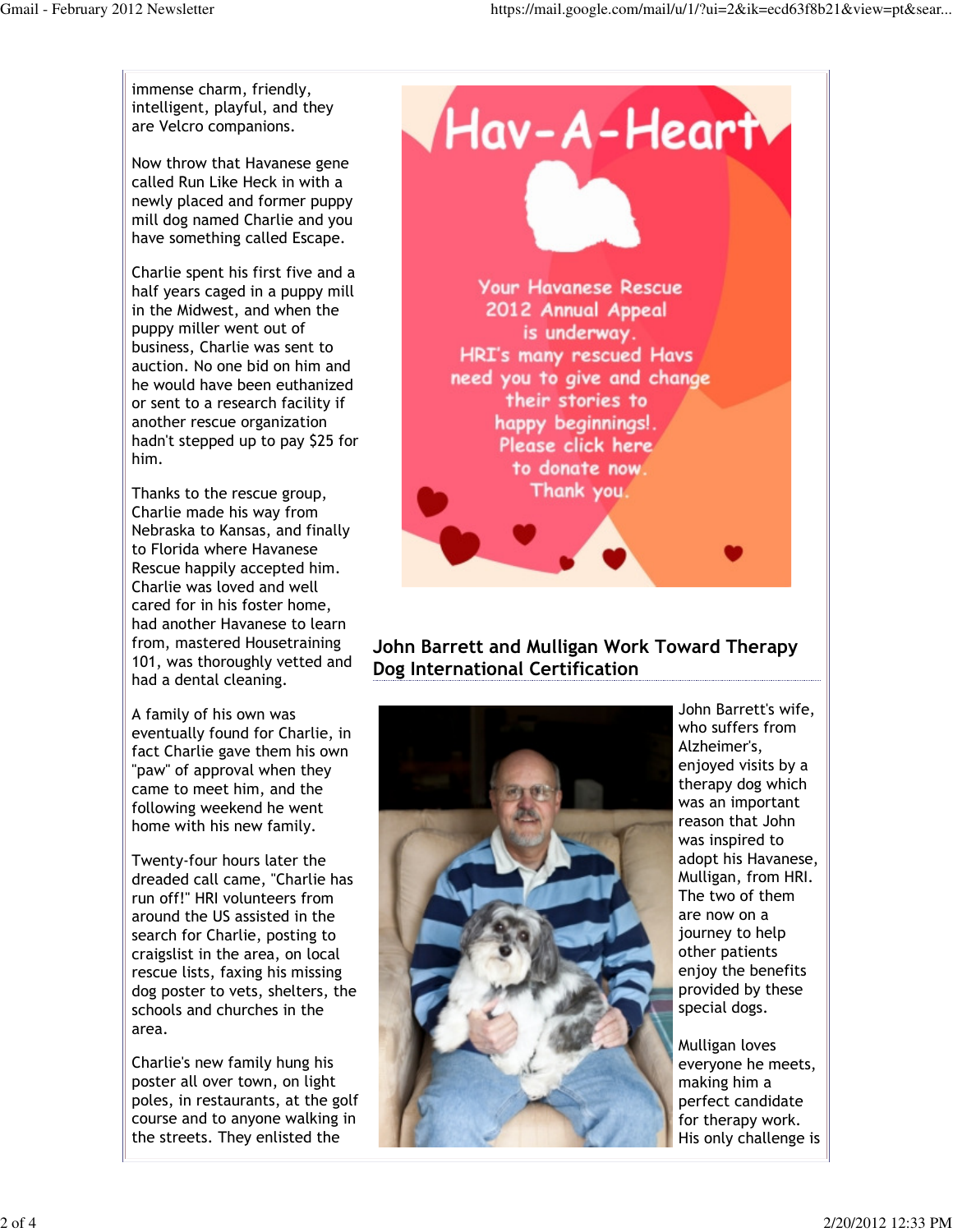immense charm, friendly, intelligent, playful, and they are Velcro companions.

Now throw that Havanese gene called Run Like Heck in with a newly placed and former puppy mill dog named Charlie and you have something called Escape.

Charlie spent his first five and a half years caged in a puppy mill in the Midwest, and when the puppy miller went out of business, Charlie was sent to auction. No one bid on him and he would have been euthanized or sent to a research facility if another rescue organization hadn't stepped up to pay $25 for him.

Thanks to the rescue group, Charlie made his way from Nebraska to Kansas, and finally to Florida where Havanese Rescue happily accepted him. Charlie was loved and well cared for in his foster home, had another Havanese to learn from, mastered Housetraining 101, was thoroughly vetted and had a dental cleaning.

A family of his own was eventually found for Charlie, in fact Charlie gave them his own "paw" of approval when they came to meet him, and the following weekend he went home with his new family.

Twenty-four hours later the dreaded call came, "Charlie has run off!" HRI volunteers from around the US assisted in the search for Charlie, posting to craigslist in the area, on local rescue lists, faxing his missing dog poster to vets, shelters, the schools and churches in the area.

Charlie's new family hung his poster all over town, on light poles, in restaurants, at the golf course and to anyone walking in the streets. They enlisted the

Hav-A-Heart

Your Havanese Rescue 2012 Annual Appeal is underway. HRI's many rescued Havs need you to give and change their stories to happy beginnings!. Please click here to donate now. Thank you.

## John Barrett and Mulligan Work Toward Therapy Dog International Certification

John Barrett's wife, who suffers from Alzheimer's, enjoyed visits by a therapy dog which was an important reason that John was inspired to adopt his Havanese, Mulligan, from HRI. The two of them are now on a journey to help other patients enjoy the benefits provided by these special dogs.

Mulligan loves everyone he meets, making him a perfect candidate for therapy work. His only challenge is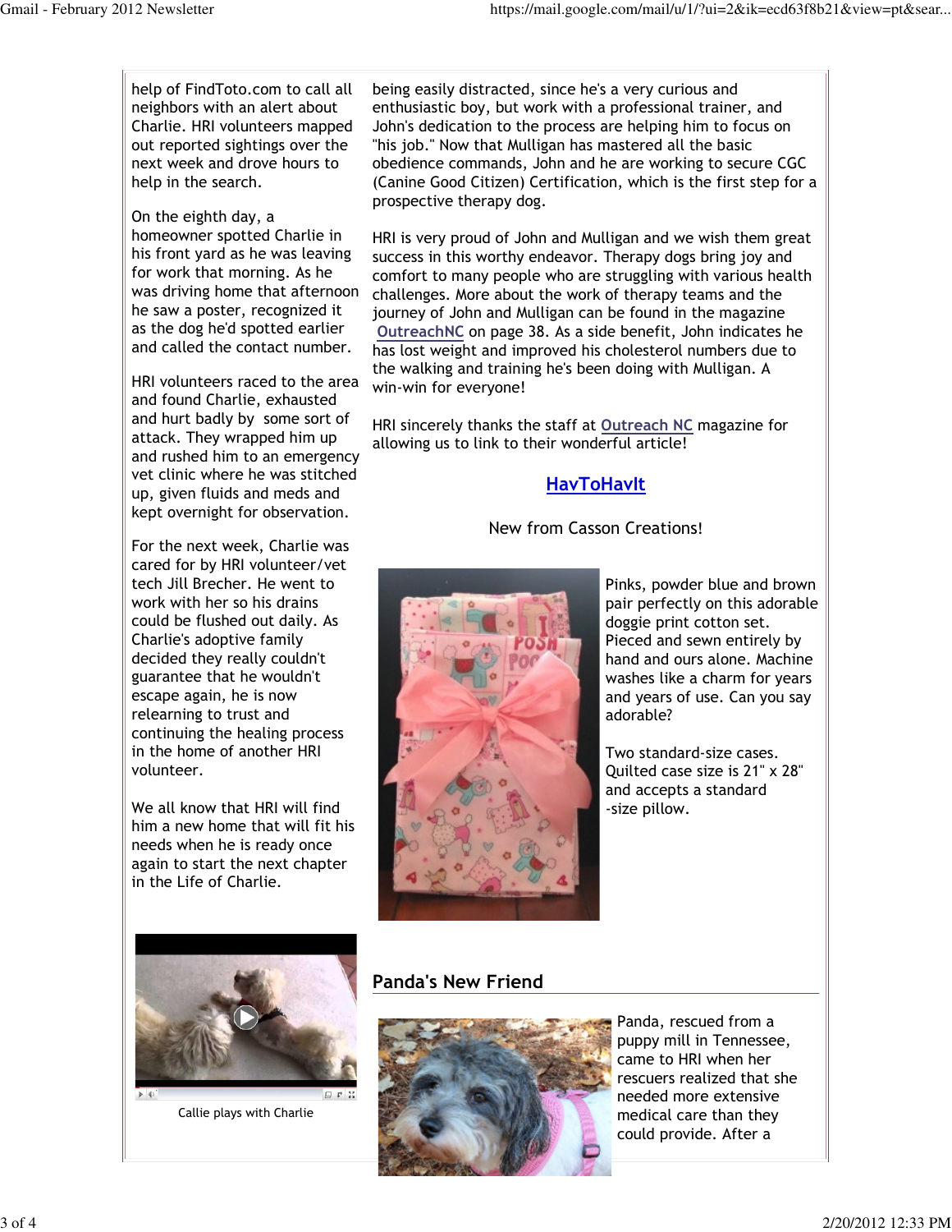help of FindToto.com to call all neighbors with an alert about Charlie. HRI volunteers mapped out reported sightings over the next week and drove hours to help in the search.

On the eighth day, a homeowner spotted Charlie in his front yard as he was leaving for work that morning. As he was driving home that afternoon he saw a poster, recognized it as the dog he'd spotted earlier and called the contact number.

HRI volunteers raced to the area and found Charlie, exhausted and hurt badly by some sort of attack. They wrapped him up and rushed him to an emergency vet clinic where he was stitched up, given fluids and meds and kept overnight for observation.

For the next week, Charlie was cared for by HRI volunteer/vet tech Jill Brecher. He went to work with her so his drains could be flushed out daily. As Charlie's adoptive family decided they really couldn't guarantee that he wouldn't escape again, he is now relearning to trust and continuing the healing process in the home of another HRI volunteer.

We all know that HRI will find him a new home that will fit his needs when he is ready once again to start the next chapter in the Life of Charlie.

Callie plays with Charlie

being easily distracted, since he's a very curious and enthusiastic boy, but work with a professional trainer, and John's dedication to the process are helping him to focus on "his job." Now that Mulligan has mastered all the basic obedience commands, John and he are working to secure CGC (Canine Good Citizen) Certification, which is the first step for a prospective therapy dog.

HRI is very proud of John and Mulligan and we wish them great success in this worthy endeavor. Therapy dogs bring joy and comfort to many people who are struggling with various health challenges. More about the work of therapy teams and the journey of John and Mulligan can be found in the magazine OutreachNC on page 38. As a side benefit, John indicates he has lost weight and improved his cholesterol numbers due to the walking and training he's been doing with Mulligan. A win-win for everyone!

HRI sincerely thanks the staff at Outreach NC magazine for allowing us to link to their wonderful article!

## HavToHavIt

New from Casson Creations!

Pinks, powder blue and brown pair perfectly on this adorable doggie print cotton set. Pieced and sewn entirely by hand and ours alone. Machine washes like a charm for years and years of use. Can you say adorable?

Two standard-size cases. Quilted case size is 21" x 28" and accepts a standard -size pillow.

## Panda's New Friend

Panda, rescued from a puppy mill in Tennessee, came to HRI when her rescuers realized that she needed more extensive medical care than they could provide. After a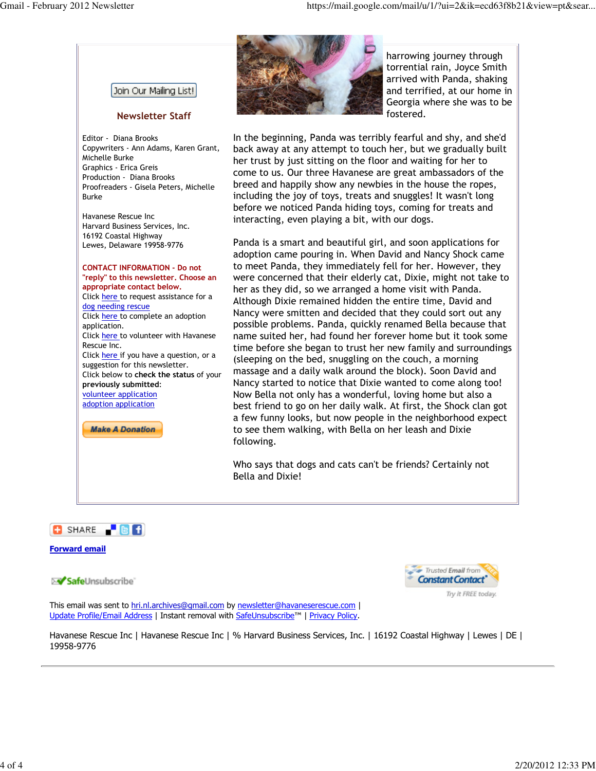Join Our Mailing List!

## Newsletter Staff

Editor - Diana Brooks
Copywriters - Ann Adams, Karen Grant, Michelle Burke
Graphics - Erica Greis
Production - Diana Brooks
Proofreaders - Gisela Peters, Michelle Burke

Havanese Rescue Inc
Harvard Business Services, Inc.
16192 Coastal Highway
Lewes, Delaware 19958-9776

**CONTACT INFORMATION - Do not "reply" to this newsletter. Choose an appropriate contact below.**
Click here to request assistance for a dog needing rescue
Click here to complete an adoption application.
Click here to volunteer with Havanese Rescue Inc.
Click here if you have a question, or a suggestion for this newsletter.
Click below to **check the status** of your **previously submitted:**
volunteer application
adoption application

Make A Donation

harrowing journey through torrential rain, Joyce Smith arrived with Panda, shaking and terrified, at our home in Georgia where she was to be fostered.

In the beginning, Panda was terribly fearful and shy, and she'd back away at any attempt to touch her, but we gradually built her trust by just sitting on the floor and waiting for her to come to us. Our three Havanese are great ambassadors of the breed and happily show any newbies in the house the ropes, including the joy of toys, treats and snuggles! It wasn't long before we noticed Panda hiding toys, coming for treats and interacting, even playing a bit, with our dogs.

Panda is a smart and beautiful girl, and soon applications for adoption came pouring in. When David and Nancy Shock came to meet Panda, they immediately fell for her. However, they were concerned that their elderly cat, Dixie, might not take to her as they did, so we arranged a home visit with Panda. Although Dixie remained hidden the entire time, David and Nancy were smitten and decided that they could sort out any possible problems. Panda, quickly renamed Bella because that name suited her, had found her forever home but it took some time before she began to trust her new family and surroundings (sleeping on the bed, snuggling on the couch, a morning massage and a daily walk around the block). Soon David and Nancy started to notice that Dixie wanted to come along too! Now Bella not only has a wonderful, loving home but also a best friend to go on her daily walk. At first, the Shock clan got a few funny looks, but now people in the neighborhood expect to see them walking, with Bella on her leash and Dixie following.

Who says that dogs and cats can't be friends? Certainly not Bella and Dixie!

SHARE

**Forward email**

SafeUnsubscribe

Trusted Email from Constant Contact — Try it FREE today.

This email was sent to hri.nl.archives@gmail.com by newsletter@havaneserescue.com | Update Profile/Email Address | Instant removal with SafeUnsubscribe™ | Privacy Policy.

Havanese Rescue Inc | Havanese Rescue Inc | % Harvard Business Services, Inc. | 16192 Coastal Highway | Lewes | DE | 19958-9776